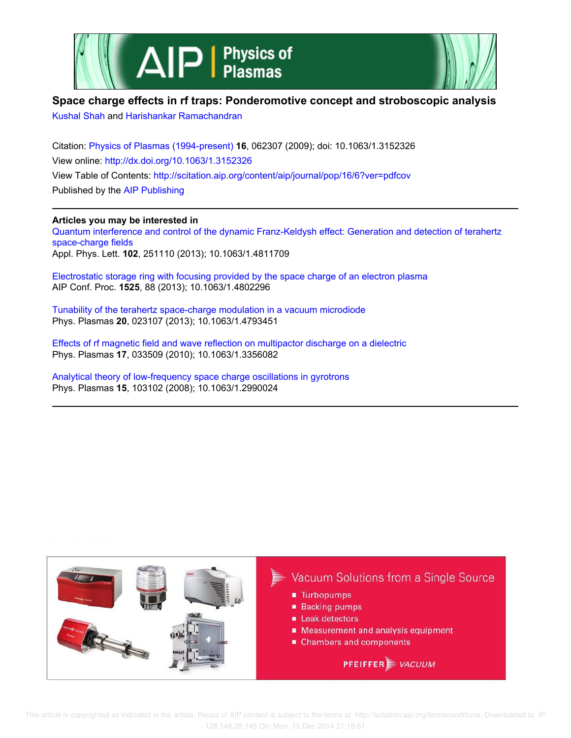# Space charge effects in rf traps: Ponderomotive concept and stroboscopic analysis

Kushal Shah and Harishankar Ramachandran

Citation: Physics of Plasmas (1994-present) **16**, 062307 (2009); doi: 10.1063/1.3152326

View online: http://dx.doi.org/10.1063/1.3152326

View Table of Contents: http://scitation.aip.org/content/aip/journal/pop/16/6?ver=pdfcov

Published by the AIP Publishing

**Articles you may be interested in**

Quantum interference and control of the dynamic Franz-Keldysh effect: Generation and detection of terahertz space-charge fields
Appl. Phys. Lett. **102**, 251110 (2013); 10.1063/1.4811709

Electrostatic storage ring with focusing provided by the space charge of an electron plasma
AIP Conf. Proc. **1525**, 88 (2013); 10.1063/1.4802296

Tunability of the terahertz space-charge modulation in a vacuum microdiode
Phys. Plasmas **20**, 023107 (2013); 10.1063/1.4793451

Effects of rf magnetic field and wave reflection on multipactor discharge on a dielectric
Phys. Plasmas **17**, 033509 (2010); 10.1063/1.3356082

Analytical theory of low-frequency space charge oscillations in gyrotrons
Phys. Plasmas **15**, 103102 (2008); 10.1063/1.2990024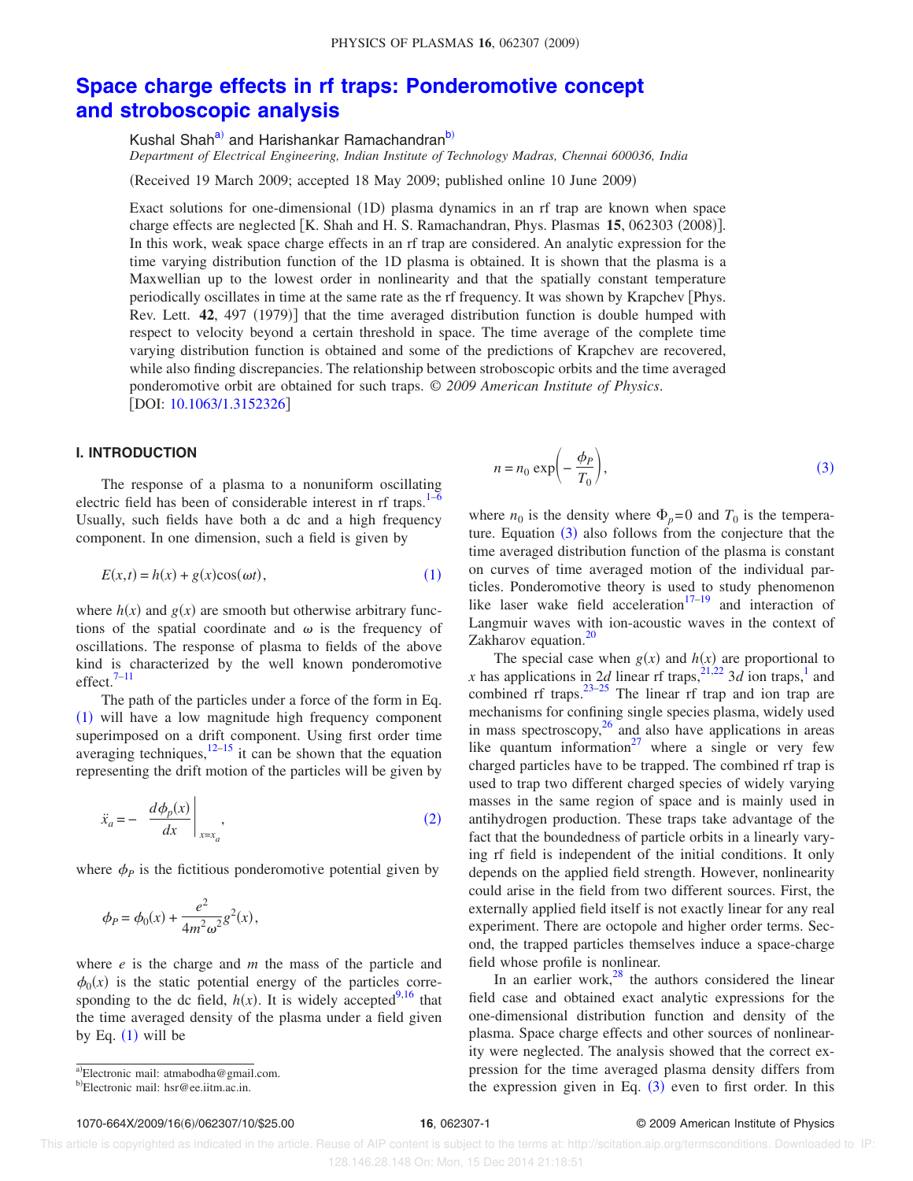# Space charge effects in rf traps: Ponderomotive concept and stroboscopic analysis

Kushal Shah[a] and Harishankar Ramachandran[b]

*Department of Electrical Engineering, Indian Institute of Technology Madras, Chennai 600036, India*

(Received 19 March 2009; accepted 18 May 2009; published online 10 June 2009)

Exact solutions for one-dimensional (1D) plasma dynamics in an rf trap are known when space charge effects are neglected [K. Shah and H. S. Ramachandran, Phys. Plasmas **15**, 062303 (2008)]. In this work, weak space charge effects in an rf trap are considered. An analytic expression for the time varying distribution function of the 1D plasma is obtained. It is shown that the plasma is a Maxwellian up to the lowest order in nonlinearity and that the spatially constant temperature periodically oscillates in time at the same rate as the rf frequency. It was shown by Krapchev [Phys. Rev. Lett. **42**, 497 (1979)] that the time averaged distribution function is double humped with respect to velocity beyond a certain threshold in space. The time average of the complete time varying distribution function is obtained and some of the predictions of Krapchev are recovered, while also finding discrepancies. The relationship between stroboscopic orbits and the time averaged ponderomotive orbit are obtained for such traps. © *2009 American Institute of Physics*. [DOI: 10.1063/1.3152326]

## I. INTRODUCTION

The response of a plasma to a nonuniform oscillating electric field has been of considerable interest in rf traps.[1–6] Usually, such fields have both a dc and a high frequency component. In one dimension, such a field is given by

$$E(x,t) = h(x) + g(x)\cos(\omega t), \tag{1}$$

where $h(x)$ and $g(x)$ are smooth but otherwise arbitrary functions of the spatial coordinate and $\omega$ is the frequency of oscillations. The response of plasma to fields of the above kind is characterized by the well known ponderomotive effect.[7–11]

The path of the particles under a force of the form in Eq. (1) will have a low magnitude high frequency component superimposed on a drift component. Using first order time averaging techniques,[12–15] it can be shown that the equation representing the drift motion of the particles will be given by

$$\ddot{x}_a = -\left.\frac{d\phi_p(x)}{dx}\right|_{x=x_a}, \tag{2}$$

where $\phi_P$ is the fictitious ponderomotive potential given by

$$\phi_P = \phi_0(x) + \frac{e^2}{4m^2\omega^2}g^2(x),$$

where $e$ is the charge and $m$ the mass of the particle and $\phi_0(x)$ is the static potential energy of the particles corresponding to the dc field, $h(x)$. It is widely accepted[9,16] that the time averaged density of the plasma under a field given by Eq. (1) will be

$$n = n_0 \exp\left(-\frac{\phi_P}{T_0}\right), \tag{3}$$

where $n_0$ is the density where $\Phi_p=0$ and $T_0$ is the temperature. Equation (3) also follows from the conjecture that the time averaged distribution function of the plasma is constant on curves of time averaged motion of the individual particles. Ponderomotive theory is used to study phenomenon like laser wake field acceleration[17–19] and interaction of Langmuir waves with ion-acoustic waves in the context of Zakharov equation.[20]

The special case when $g(x)$ and $h(x)$ are proportional to $x$ has applications in $2d$ linear rf traps,[21,22] $3d$ ion traps,[1] and combined rf traps.[23–25] The linear rf trap and ion trap are mechanisms for confining single species plasma, widely used in mass spectroscopy,[26] and also have applications in areas like quantum information[27] where a single or very few charged particles have to be trapped. The combined rf trap is used to trap two different charged species of widely varying masses in the same region of space and is mainly used in antihydrogen production. These traps take advantage of the fact that the boundedness of particle orbits in a linearly varying rf field is independent of the initial conditions. It only depends on the applied field strength. However, nonlinearity could arise in the field from two different sources. First, the externally applied field itself is not exactly linear for any real experiment. There are octopole and higher order terms. Second, the trapped particles themselves induce a space-charge field whose profile is nonlinear.

In an earlier work,[28] the authors considered the linear field case and obtained exact analytic expressions for the one-dimensional distribution function and density of the plasma. Space charge effects and other sources of nonlinearity were neglected. The analysis showed that the correct expression for the time averaged plasma density differs from the expression given in Eq. (3) even to first order. In this

---

[a] Electronic mail: atmabodha@gmail.com.

[b] Electronic mail: hsr@ee.iitm.ac.in.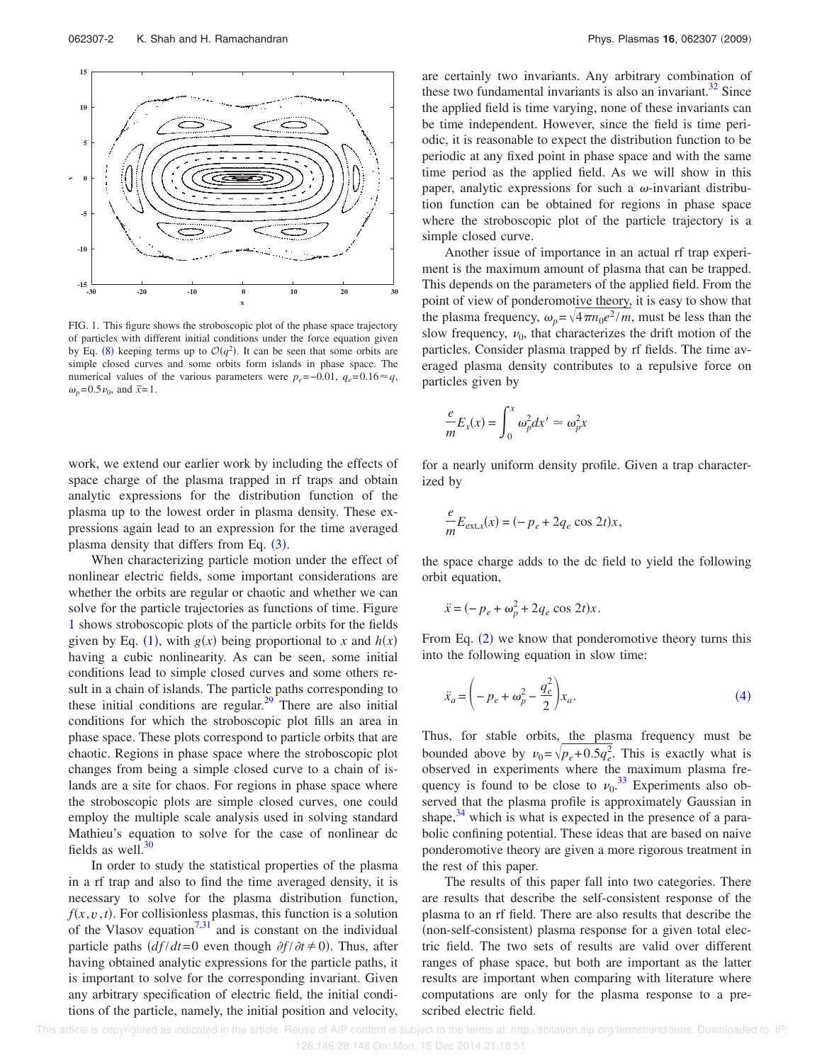15
10
5
v 0
-5
-10
-15
-30 -20 -10 0 10 20 30
x

FIG. 1. This figure shows the stroboscopic plot of the phase space trajectory of particles with different initial conditions under the force equation given by Eq. (8) keeping terms up to $\mathcal{O}(q^2)$. It can be seen that some orbits are simple closed curves and some orbits form islands in phase space. The numerical values of the various parameters were $p_e=-0.01$, $q_e=0.16\approx q$, $\omega_p=0.5\nu_0$, and $\bar{x}=1$.

work, we extend our earlier work by including the effects of space charge of the plasma trapped in rf traps and obtain analytic expressions for the distribution function of the plasma up to the lowest order in plasma density. These expressions again lead to an expression for the time averaged plasma density that differs from Eq. (3).

When characterizing particle motion under the effect of nonlinear electric fields, some important considerations are whether the orbits are regular or chaotic and whether we can solve for the particle trajectories as functions of time. Figure 1 shows stroboscopic plots of the particle orbits for the fields given by Eq. (1), with $g(x)$ being proportional to $x$ and $h(x)$ having a cubic nonlinearity. As can be seen, some initial conditions lead to simple closed curves and some others result in a chain of islands. The particle paths corresponding to these initial conditions are regular.[29] There are also initial conditions for which the stroboscopic plot fills an area in phase space. These plots correspond to particle orbits that are chaotic. Regions in phase space where the stroboscopic plot changes from being a simple closed curve to a chain of islands are a site for chaos. For regions in phase space where the stroboscopic plots are simple closed curves, one could employ the multiple scale analysis used in solving standard Mathieu's equation to solve for the case of nonlinear dc fields as well.[30]

In order to study the statistical properties of the plasma in a rf trap and also to find the time averaged density, it is necessary to solve for the plasma distribution function, $f(x,v,t)$. For collisionless plasmas, this function is a solution of the Vlasov equation[7,31] and is constant on the individual particle paths ($df/dt=0$ even though $\partial f/\partial t \neq 0$). Thus, after having obtained analytic expressions for the particle paths, it is important to solve for the corresponding invariant. Given any arbitrary specification of electric field, the initial conditions of the particle, namely, the initial position and velocity, are certainly two invariants. Any arbitrary combination of these two fundamental invariants is also an invariant.[32] Since the applied field is time varying, none of these invariants can be time independent. However, since the field is time periodic, it is reasonable to expect the distribution function to be periodic at any fixed point in phase space and with the same time period as the applied field. As we will show in this paper, analytic expressions for such a $\omega$-invariant distribution function can be obtained for regions in phase space where the stroboscopic plot of the particle trajectory is a simple closed curve.

Another issue of importance in an actual rf trap experiment is the maximum amount of plasma that can be trapped. This depends on the parameters of the applied field. From the point of view of ponderomotive theory, it is easy to show that the plasma frequency, $\omega_p=\sqrt{4\pi n_0 e^2/m}$, must be less than the slow frequency, $\nu_0$, that characterizes the drift motion of the particles. Consider plasma trapped by rf fields. The time averaged plasma density contributes to a repulsive force on particles given by

$$\frac{e}{m}E_x(x)=\int_0^x \omega_p^2 dx' \simeq \omega_p^2 x$$

for a nearly uniform density profile. Given a trap characterized by

$$\frac{e}{m}E_{\mathrm{ext},x}(x)=(-p_e+2q_e\cos 2t)x,$$

the space charge adds to the dc field to yield the following orbit equation,

$$\ddot{x}=(-p_e+\omega_p^2+2q_e\cos 2t)x.$$

From Eq. (2) we know that ponderomotive theory turns this into the following equation in slow time:

$$\ddot{x}_a=\left(-p_e+\omega_p^2-\frac{q_e^2}{2}\right)x_a. \tag{4}$$

Thus, for stable orbits, the plasma frequency must be bounded above by $\nu_0=\sqrt{p_e+0.5q_e^2}$. This is exactly what is observed in experiments where the maximum plasma frequency is found to be close to $\nu_0$.[33] Experiments also observed that the plasma profile is approximately Gaussian in shape,[34] which is what is expected in the presence of a parabolic confining potential. These ideas that are based on naive ponderomotive theory are given a more rigorous treatment in the rest of this paper.

The results of this paper fall into two categories. There are results that describe the self-consistent response of the plasma to an rf field. There are also results that describe the (non-self-consistent) plasma response for a given total electric field. The two sets of results are valid over different ranges of phase space, but both are important as the latter results are important when comparing with literature where computations are only for the plasma response to a prescribed electric field.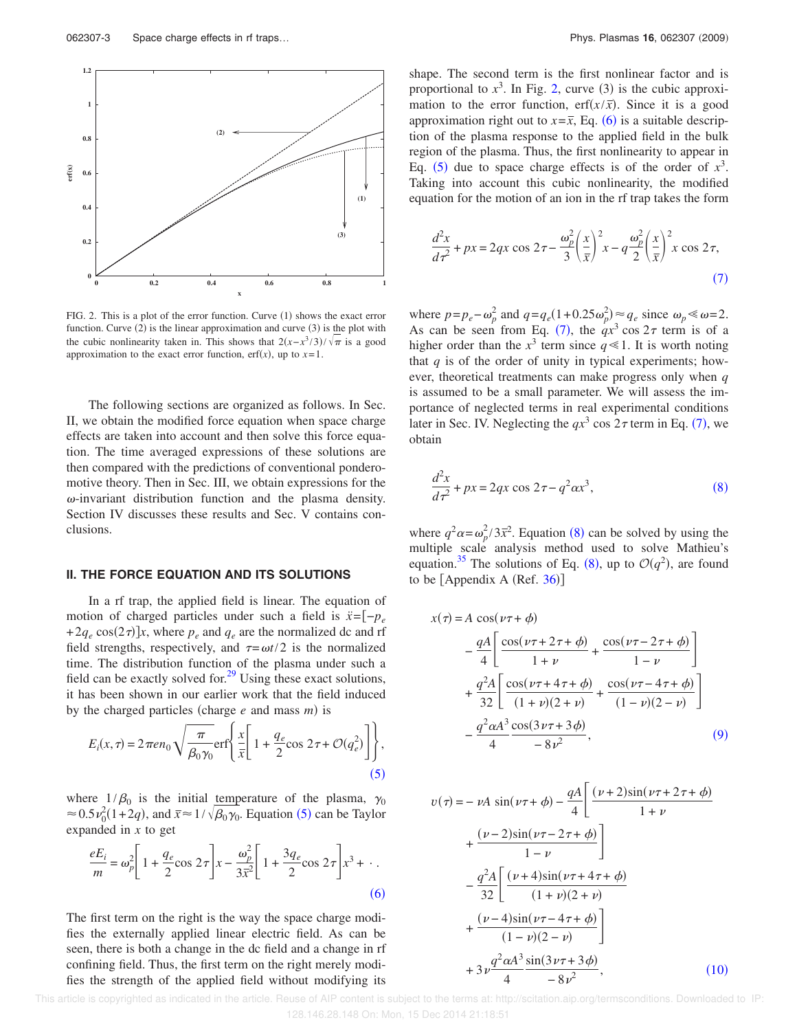1.2
1
0.8
0.6
0.4
0.2
0
0
0.2
0.4
0.6
0.8
1
erf(x)
x
(2)
(1)
(3)

FIG. 2. This is a plot of the error function. Curve (1) shows the exact error function. Curve (2) is the linear approximation and curve (3) is the plot with the cubic nonlinearity taken in. This shows that $2(x-x^3/3)/\sqrt{\pi}$ is a good approximation to the exact error function, $\mathrm{erf}(x)$, up to $x=1$.

The following sections are organized as follows. In Sec. II, we obtain the modified force equation when space charge effects are taken into account and then solve this force equation. The time averaged expressions of these solutions are then compared with the predictions of conventional ponderomotive theory. Then in Sec. III, we obtain expressions for the $\omega$-invariant distribution function and the plasma density. Section IV discusses these results and Sec. V contains conclusions.

## II. THE FORCE EQUATION AND ITS SOLUTIONS

In a rf trap, the applied field is linear. The equation of motion of charged particles under such a field is $\ddot{x}=[-p_e+2q_e\cos(2\tau)]x$, where $p_e$ and $q_e$ are the normalized dc and rf field strengths, respectively, and $\tau=\omega t/2$ is the normalized time. The distribution function of the plasma under such a field can be exactly solved for.[29] Using these exact solutions, it has been shown in our earlier work that the field induced by the charged particles (charge $e$ and mass $m$) is

$$E_i(x,\tau)=2\pi e n_0\sqrt{\frac{\pi}{\beta_0\gamma_0}}\mathrm{erf}\left\{\frac{x}{\bar{x}}\left[1+\frac{q_e}{2}\cos 2\tau+\mathcal{O}(q_e^2)\right]\right\}, \tag{5}$$

where $1/\beta_0$ is the initial temperature of the plasma, $\gamma_0\approx 0.5\nu_0^2(1+2q)$, and $\bar{x}\approx 1/\sqrt{\beta_0\gamma_0}$. Equation (5) can be Taylor expanded in $x$ to get

$$\frac{eE_i}{m}=\omega_p^2\left[1+\frac{q_e}{2}\cos 2\tau\right]x-\frac{\omega_p^2}{3\bar{x}^2}\left[1+\frac{3q_e}{2}\cos 2\tau\right]x^3+\cdot\,. \tag{6}$$

The first term on the right is the way the space charge modifies the externally applied linear electric field. As can be seen, there is both a change in the dc field and a change in rf confining field. Thus, the first term on the right merely modifies the strength of the applied field without modifying its shape. The second term is the first nonlinear factor and is proportional to $x^3$. In Fig. 2, curve (3) is the cubic approximation to the error function, $\mathrm{erf}(x/\bar{x})$. Since it is a good approximation right out to $x=\bar{x}$, Eq. (6) is a suitable description of the plasma response to the applied field in the bulk region of the plasma. Thus, the first nonlinearity to appear in Eq. (5) due to space charge effects is of the order of $x^3$. Taking into account this cubic nonlinearity, the modified equation for the motion of an ion in the rf trap takes the form

$$\frac{d^2x}{d\tau^2}+px=2qx\cos 2\tau-\frac{\omega_p^2}{3}\left(\frac{x}{\bar{x}}\right)^2x-q\frac{\omega_p^2}{2}\left(\frac{x}{\bar{x}}\right)^2x\cos 2\tau, \tag{7}$$

where $p=p_e-\omega_p^2$ and $q=q_e(1+0.25\omega_p^2)\approx q_e$ since $\omega_p\ll\omega=2$. As can be seen from Eq. (7), the $qx^3\cos 2\tau$ term is of a higher order than the $x^3$ term since $q\ll 1$. It is worth noting that $q$ is of the order of unity in typical experiments; however, theoretical treatments can make progress only when $q$ is assumed to be a small parameter. We will assess the importance of neglected terms in real experimental conditions later in Sec. IV. Neglecting the $qx^3\cos 2\tau$ term in Eq. (7), we obtain

$$\frac{d^2x}{d\tau^2}+px=2qx\cos 2\tau-q^2\alpha x^3, \tag{8}$$

where $q^2\alpha=\omega_p^2/3\bar{x}^2$. Equation (8) can be solved by using the multiple scale analysis method used to solve Mathieu's equation.[35] The solutions of Eq. (8), up to $\mathcal{O}(q^2)$, are found to be [Appendix A (Ref. 36)]

$$\begin{aligned}x(\tau)=&A\cos(\nu\tau+\phi)\\&-\frac{qA}{4}\left[\frac{\cos(\nu\tau+2\tau+\phi)}{1+\nu}+\frac{\cos(\nu\tau-2\tau+\phi)}{1-\nu}\right]\\&+\frac{q^2A}{32}\left[\frac{\cos(\nu\tau+4\tau+\phi)}{(1+\nu)(2+\nu)}+\frac{\cos(\nu\tau-4\tau+\phi)}{(1-\nu)(2-\nu)}\right]\\&-\frac{q^2\alpha A^3}{4}\frac{\cos(3\nu\tau+3\phi)}{-8\nu^2},\end{aligned} \tag{9}$$

$$\begin{aligned}v(\tau)=&-\nu A\sin(\nu\tau+\phi)-\frac{qA}{4}\left[\frac{(\nu+2)\sin(\nu\tau+2\tau+\phi)}{1+\nu}\right.\\&\left.+\frac{(\nu-2)\sin(\nu\tau-2\tau+\phi)}{1-\nu}\right]\\&-\frac{q^2A}{32}\left[\frac{(\nu+4)\sin(\nu\tau+4\tau+\phi)}{(1+\nu)(2+\nu)}\right.\\&\left.+\frac{(\nu-4)\sin(\nu\tau-4\tau+\phi)}{(1-\nu)(2-\nu)}\right]\\&+3\nu\frac{q^2\alpha A^3}{4}\frac{\sin(3\nu\tau+3\phi)}{-8\nu^2},\end{aligned} \tag{10}$$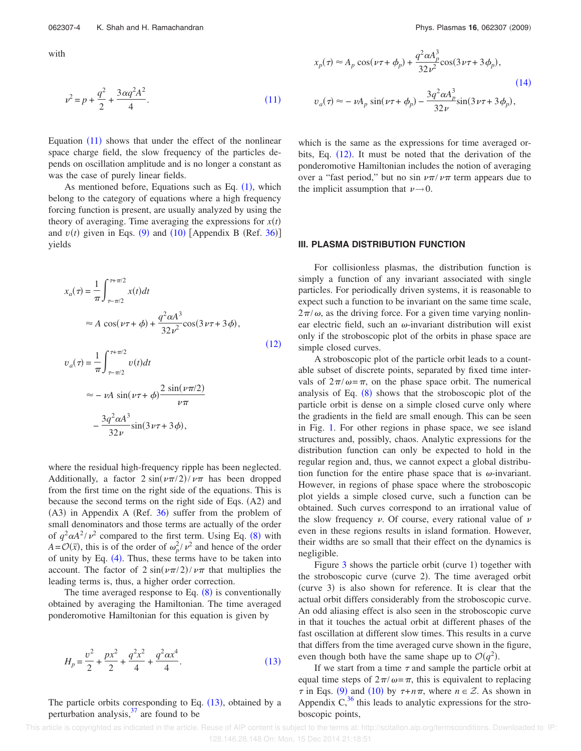with

$$\nu^2 = p + \frac{q^2}{2} + \frac{3\alpha q^2 A^2}{4}. \tag{11}$$

Equation (11) shows that under the effect of the nonlinear space charge field, the slow frequency of the particles depends on oscillation amplitude and is no longer a constant as was the case of purely linear fields.

As mentioned before, Equations such as Eq. (1), which belong to the category of equations where a high frequency forcing function is present, are usually analyzed by using the theory of averaging. Time averaging the expressions for $x(t)$ and $v(t)$ given in Eqs. (9) and (10) [Appendix B (Ref. 36)] yields

$$\begin{aligned}
x_a(\tau) &= \frac{1}{\pi}\int_{\tau-\pi/2}^{\tau+\pi/2} x(t)dt \\
&\approx A\cos(\nu\tau+\phi) + \frac{q^2\alpha A^3}{32\nu^2}\cos(3\nu\tau+3\phi), \\
v_a(\tau) &= \frac{1}{\pi}\int_{\tau-\pi/2}^{\tau+\pi/2} v(t)dt \\
&\approx -\nu A\sin(\nu\tau+\phi)\frac{2\sin(\nu\pi/2)}{\nu\pi} \\
&\quad - \frac{3q^2\alpha A^3}{32\nu}\sin(3\nu\tau+3\phi),
\end{aligned} \tag{12}$$

where the residual high-frequency ripple has been neglected. Additionally, a factor $2\sin(\nu\pi/2)/\nu\pi$ has been dropped from the first time on the right side of the equations. This is because the second terms on the right side of Eqs. (A2) and (A3) in Appendix A (Ref. 36) suffer from the problem of small denominators and those terms are actually of the order of $q^2\alpha A^2/\nu^2$ compared to the first term. Using Eq. (8) with $A=\mathcal{O}(\bar{x})$, this is of the order of $\omega_p^2/\nu^2$ and hence of the order of unity by Eq. (4). Thus, these terms have to be taken into account. The factor of $2\sin(\nu\pi/2)/\nu\pi$ that multiplies the leading terms is, thus, a higher order correction.

The time averaged response to Eq. (8) is conventionally obtained by averaging the Hamiltonian. The time averaged ponderomotive Hamiltonian for this equation is given by

$$H_p = \frac{v^2}{2} + \frac{px^2}{2} + \frac{q^2x^2}{4} + \frac{q^2\alpha x^4}{4}. \tag{13}$$

The particle orbits corresponding to Eq. (13), obtained by a perturbation analysis,[37] are found to be

$$\begin{aligned}
x_p(\tau) &\approx A_p\cos(\nu\tau+\phi_p) + \frac{q^2\alpha A_p^3}{32\nu^2}\cos(3\nu\tau+3\phi_p), \\
v_a(\tau) &\approx -\nu A_p\sin(\nu\tau+\phi_p) - \frac{3q^2\alpha A_p^3}{32\nu}\sin(3\nu\tau+3\phi_p),
\end{aligned} \tag{14}$$

which is the same as the expressions for time averaged orbits, Eq. (12). It must be noted that the derivation of the ponderomotive Hamiltonian includes the notion of averaging over a "fast period," but no $\sin\nu\pi/\nu\pi$ term appears due to the implicit assumption that $\nu\to 0$.

## III. PLASMA DISTRIBUTION FUNCTION

For collisionless plasmas, the distribution function is simply a function of any invariant associated with single particles. For periodically driven systems, it is reasonable to expect such a function to be invariant on the same time scale, $2\pi/\omega$, as the driving force. For a given time varying nonlinear electric field, such an $\omega$-invariant distribution will exist only if the stroboscopic plot of the orbits in phase space are simple closed curves.

A stroboscopic plot of the particle orbit leads to a countable subset of discrete points, separated by fixed time intervals of $2\pi/\omega=\pi$, on the phase space orbit. The numerical analysis of Eq. (8) shows that the stroboscopic plot of the particle orbit is dense on a simple closed curve only where the gradients in the field are small enough. This can be seen in Fig. 1. For other regions in phase space, we see island structures and, possibly, chaos. Analytic expressions for the distribution function can only be expected to hold in the regular region and, thus, we cannot expect a global distribution function for the entire phase space that is $\omega$-invariant. However, in regions of phase space where the stroboscopic plot yields a simple closed curve, such a function can be obtained. Such curves correspond to an irrational value of the slow frequency $\nu$. Of course, every rational value of $\nu$ even in these regions results in island formation. However, their widths are so small that their effect on the dynamics is negligible.

Figure 3 shows the particle orbit (curve 1) together with the stroboscopic curve (curve 2). The time averaged orbit (curve 3) is also shown for reference. It is clear that the actual orbit differs considerably from the stroboscopic curve. An odd aliasing effect is also seen in the stroboscopic curve in that it touches the actual orbit at different phases of the fast oscillation at different slow times. This results in a curve that differs from the time averaged curve shown in the figure, even though both have the same shape up to $\mathcal{O}(q^2)$.

If we start from a time $\tau$ and sample the particle orbit at equal time steps of $2\pi/\omega=\pi$, this is equivalent to replacing $\tau$ in Eqs. (9) and (10) by $\tau+n\pi$, where $n\in\mathcal{Z}$. As shown in Appendix C,[36] this leads to analytic expressions for the stroboscopic points,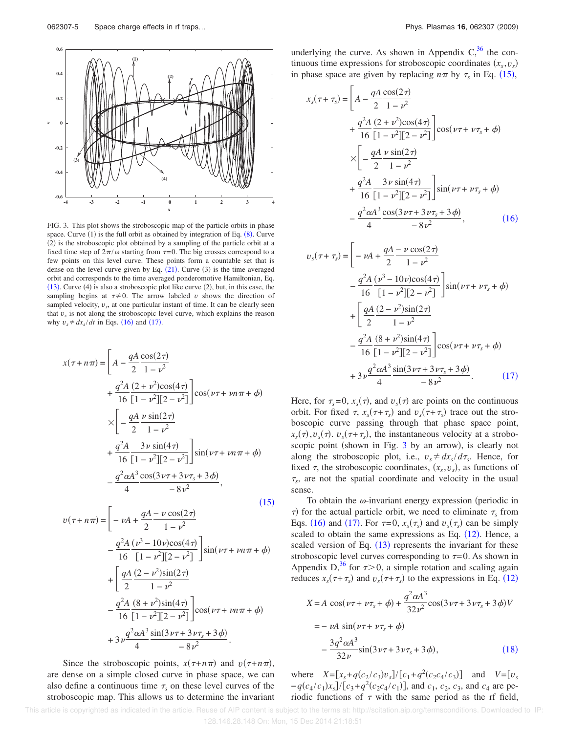0.6
0.4
0.2
v 0
-0.2
-0.4
-0.6
-4 -3 -2 -1 0 1 2 3 4
x
(1)
(2)
v
(3)
(4)

FIG. 3. This plot shows the stroboscopic map of the particle orbits in phase space. Curve (1) is the full orbit as obtained by integration of Eq. (8). Curve (2) is the stroboscopic plot obtained by a sampling of the particle orbit at a fixed time step of $2\pi/\omega$ starting from $\tau=0$. The big crosses correspond to a few points on this level curve. These points form a countable set that is dense on the level curve given by Eq. (21). Curve (3) is the time averaged orbit and corresponds to the time averaged ponderomotive Hamiltonian, Eq. (13). Curve (4) is also a stroboscopic plot like curve (2), but, in this case, the sampling begins at $\tau \neq 0$. The arrow labeled $v$ shows the direction of sampled velocity, $v_s$, at one particular instant of time. It can be clearly seen that $v_s$ is not along the stroboscopic level curve, which explains the reason why $v_s \neq dx_s/dt$ in Eqs. (16) and (17).

$$
\begin{aligned}
x(\tau+n\pi) = {} & \left[ A - \frac{qA}{2}\frac{\cos(2\tau)}{1-\nu^2} + \frac{q^2A}{16}\frac{(2+\nu^2)\cos(4\tau)}{[1-\nu^2][2-\nu^2]} \right] \cos(\nu\tau+\nu n\pi+\phi) \\
& \times \left[ -\frac{qA}{2}\frac{\nu\sin(2\tau)}{1-\nu^2} + \frac{q^2A}{16}\frac{3\nu\sin(4\tau)}{[1-\nu^2][2-\nu^2]} \right] \sin(\nu\tau+\nu n\pi+\phi) \\
& - \frac{q^2\alpha A^3}{4}\frac{\cos(3\nu\tau+3\nu\tau_s+3\phi)}{-8\nu^2},
\end{aligned}
\tag{15}
$$

$$
\begin{aligned}
v(\tau+n\pi) = {} & \left[ -\nu A + \frac{qA}{2}\frac{-\nu\cos(2\tau)}{1-\nu^2} - \frac{q^2A}{16}\frac{(\nu^3-10\nu)\cos(4\tau)}{[1-\nu^2][2-\nu^2]} \right] \sin(\nu\tau+\nu n\pi+\phi) \\
& + \left[ \frac{qA}{2}\frac{(2-\nu^2)\sin(2\tau)}{1-\nu^2} - \frac{q^2A}{16}\frac{(8+\nu^2)\sin(4\tau)}{[1-\nu^2][2-\nu^2]} \right] \cos(\nu\tau+\nu n\pi+\phi) \\
& + 3\nu\frac{q^2\alpha A^3}{4}\frac{\sin(3\nu\tau+3\nu\tau_s+3\phi)}{-8\nu^2}.
\end{aligned}
$$

Since the stroboscopic points, $x(\tau+n\pi)$ and $v(\tau+n\pi)$, are dense on a simple closed curve in phase space, we can also define a continuous time $\tau_s$ on these level curves of the stroboscopic map. This allows us to determine the invariant underlying the curve. As shown in Appendix C,[36] the continuous time expressions for stroboscopic coordinates $(x_s, v_s)$ in phase space are given by replacing $n\pi$ by $\tau_s$ in Eq. (15),

$$
\begin{aligned}
x_s(\tau+\tau_s) = {} & \left[ A - \frac{qA}{2}\frac{\cos(2\tau)}{1-\nu^2} + \frac{q^2A}{16}\frac{(2+\nu^2)\cos(4\tau)}{[1-\nu^2][2-\nu^2]} \right] \cos(\nu\tau+\nu\tau_s+\phi) \\
& \times \left[ -\frac{qA}{2}\frac{\nu\sin(2\tau)}{1-\nu^2} + \frac{q^2A}{16}\frac{3\nu\sin(4\tau)}{[1-\nu^2][2-\nu^2]} \right] \sin(\nu\tau+\nu\tau_s+\phi) \\
& - \frac{q^2\alpha A^3}{4}\frac{\cos(3\nu\tau+3\nu\tau_s+3\phi)}{-8\nu^2},
\end{aligned}
\tag{16}
$$

$$
\begin{aligned}
v_s(\tau+\tau_s) = {} & \left[ -\nu A + \frac{qA}{2}\frac{-\nu\cos(2\tau)}{1-\nu^2} - \frac{q^2A}{16}\frac{(\nu^3-10\nu)\cos(4\tau)}{[1-\nu^2][2-\nu^2]} \right] \sin(\nu\tau+\nu\tau_s+\phi) \\
& + \left[ \frac{qA}{2}\frac{(2-\nu^2)\sin(2\tau)}{1-\nu^2} - \frac{q^2A}{16}\frac{(8+\nu^2)\sin(4\tau)}{[1-\nu^2][2-\nu^2]} \right] \cos(\nu\tau+\nu\tau_s+\phi) \\
& + 3\nu\frac{q^2\alpha A^3}{4}\frac{\sin(3\nu\tau+3\nu\tau_s+3\phi)}{-8\nu^2}.
\end{aligned}
\tag{17}
$$

Here, for $\tau_s=0$, $x_s(\tau)$, and $v_s(\tau)$ are points on the continuous orbit. For fixed $\tau$, $x_s(\tau+\tau_s)$ and $v_s(\tau+\tau_s)$ trace out the stroboscopic curve passing through that phase space point, $x_s(\tau), v_s(\tau)$. $v_s(\tau+\tau_s)$, the instantaneous velocity at a stroboscopic point (shown in Fig. 3 by an arrow), is clearly not along the stroboscopic plot, i.e., $v_s \neq dx_s/d\tau_s$. Hence, for fixed $\tau$, the stroboscopic coordinates, $(x_s, v_s)$, as functions of $\tau_s$, are not the spatial coordinate and velocity in the usual sense.

To obtain the $\omega$-invariant energy expression (periodic in $\tau$) for the actual particle orbit, we need to eliminate $\tau_s$ from Eqs. (16) and (17). For $\tau=0$, $x_s(\tau_s)$ and $v_s(\tau_s)$ can be simply scaled to obtain the same expressions as Eq. (12). Hence, a scaled version of Eq. (13) represents the invariant for these stroboscopic level curves corresponding to $\tau=0$. As shown in Appendix D,[36] for $\tau>0$, a simple rotation and scaling again reduces $x_s(\tau+\tau_s)$ and $v_s(\tau+\tau_s)$ to the expressions in Eq. (12)

$$
\begin{aligned}
X &= A\cos(\nu\tau+\nu\tau_s+\phi) + \frac{q^2\alpha A^3}{32\nu^2}\cos(3\nu\tau+3\nu\tau_s+3\phi) \quad V \\
&= -\nu A\sin(\nu\tau+\nu\tau_s+\phi) - \frac{3q^2\alpha A^3}{32\nu}\sin(3\nu\tau+3\nu\tau_s+3\phi),
\end{aligned}
\tag{18}
$$

where $X=[x_s+q(c_2/c_3)v_s]/[c_1+q^2(c_2c_4/c_3)]$ and $V=[v_s - q(c_4/c_1)x_s]/[c_3+q^2(c_2c_4/c_1)]$, and $c_1$, $c_2$, $c_3$, and $c_4$ are periodic functions of $\tau$ with the same period as the rf field,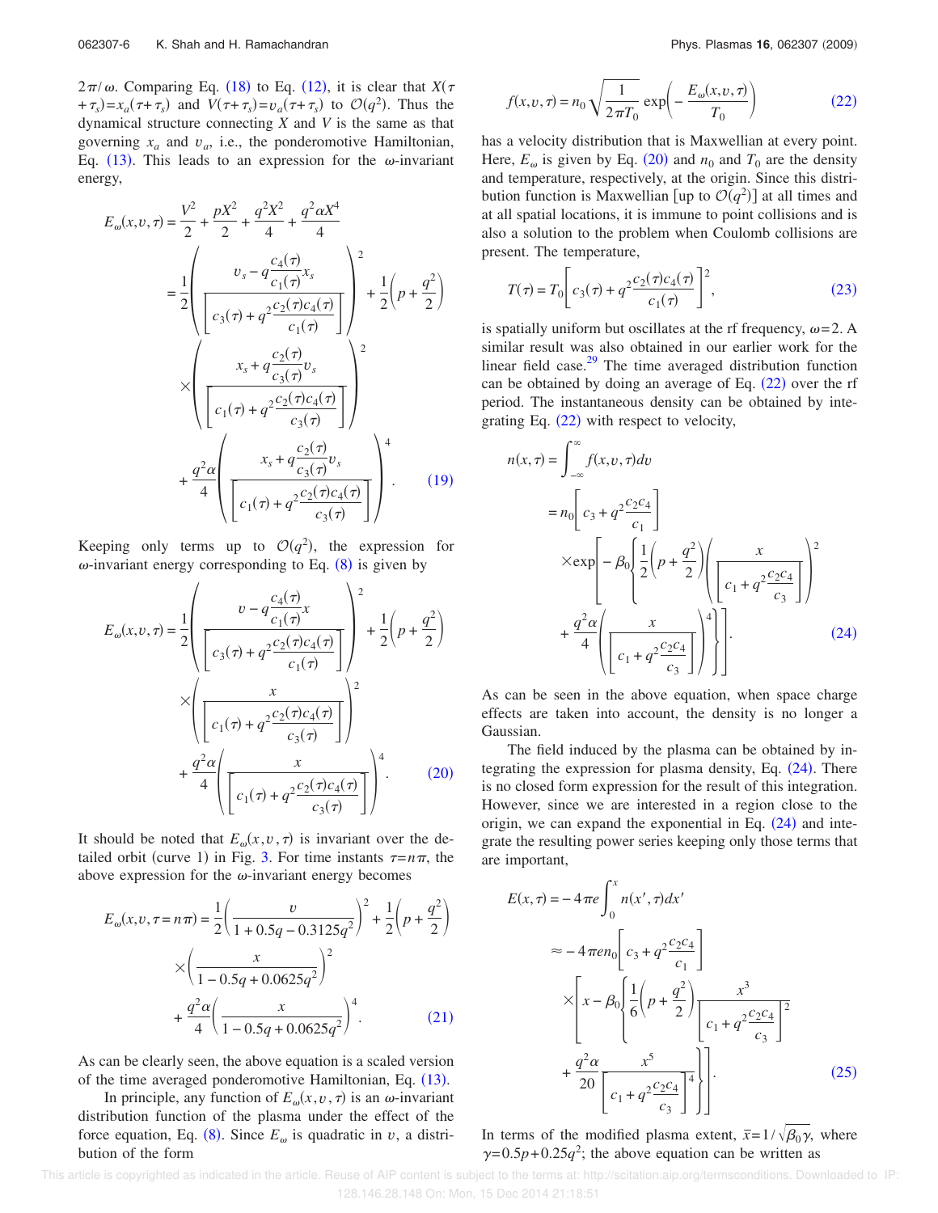$2\pi/\omega$. Comparing Eq. (18) to Eq. (12), it is clear that $X(\tau+\tau_s)=x_a(\tau+\tau_s)$ and $V(\tau+\tau_s)=v_a(\tau+\tau_s)$ to $\mathcal{O}(q^2)$. Thus the dynamical structure connecting $X$ and $V$ is the same as that governing $x_a$ and $v_a$, i.e., the ponderomotive Hamiltonian, Eq. (13). This leads to an expression for the $\omega$-invariant energy,

$$
\begin{aligned}
E_\omega(x,v,\tau) &= \frac{V^2}{2} + \frac{pX^2}{2} + \frac{q^2X^2}{4} + \frac{q^2\alpha X^4}{4} \\
&= \frac{1}{2}\left(\frac{v_s - q\frac{c_4(\tau)}{c_1(\tau)}x_s}{\left[c_3(\tau)+q^2\frac{c_2(\tau)c_4(\tau)}{c_1(\tau)}\right]}\right)^2 + \frac{1}{2}\left(p+\frac{q^2}{2}\right) \\
&\times \left(\frac{x_s + q\frac{c_2(\tau)}{c_3(\tau)}v_s}{\left[c_1(\tau)+q^2\frac{c_2(\tau)c_4(\tau)}{c_3(\tau)}\right]}\right)^2 \\
&+ \frac{q^2\alpha}{4}\left(\frac{x_s + q\frac{c_2(\tau)}{c_3(\tau)}v_s}{\left[c_1(\tau)+q^2\frac{c_2(\tau)c_4(\tau)}{c_3(\tau)}\right]}\right)^4. \qquad (19)
\end{aligned}
$$

Keeping only terms up to $\mathcal{O}(q^2)$, the expression for $\omega$-invariant energy corresponding to Eq. (8) is given by

$$
\begin{aligned}
E_\omega(x,v,\tau) &= \frac{1}{2}\left(\frac{v - q\frac{c_4(\tau)}{c_1(\tau)}x}{\left[c_3(\tau)+q^2\frac{c_2(\tau)c_4(\tau)}{c_1(\tau)}\right]}\right)^2 + \frac{1}{2}\left(p+\frac{q^2}{2}\right) \\
&\times \left(\frac{x}{\left[c_1(\tau)+q^2\frac{c_2(\tau)c_4(\tau)}{c_3(\tau)}\right]}\right)^2 \\
&+ \frac{q^2\alpha}{4}\left(\frac{x}{\left[c_1(\tau)+q^2\frac{c_2(\tau)c_4(\tau)}{c_3(\tau)}\right]}\right)^4. \qquad (20)
\end{aligned}
$$

It should be noted that $E_\omega(x,v,\tau)$ is invariant over the detailed orbit (curve 1) in Fig. 3. For time instants $\tau=n\pi$, the above expression for the $\omega$-invariant energy becomes

$$
\begin{aligned}
E_\omega(x,v,\tau=n\pi) &= \frac{1}{2}\left(\frac{v}{1+0.5q-0.3125q^2}\right)^2 + \frac{1}{2}\left(p+\frac{q^2}{2}\right) \\
&\times \left(\frac{x}{1-0.5q+0.0625q^2}\right)^2 \\
&+ \frac{q^2\alpha}{4}\left(\frac{x}{1-0.5q+0.0625q^2}\right)^4. \qquad (21)
\end{aligned}
$$

As can be clearly seen, the above equation is a scaled version of the time averaged ponderomotive Hamiltonian, Eq. (13).

In principle, any function of $E_\omega(x,v,\tau)$ is an $\omega$-invariant distribution function of the plasma under the effect of the force equation, Eq. (8). Since $E_\omega$ is quadratic in $v$, a distribution of the form

$$
f(x,v,\tau) = n_0\sqrt{\frac{1}{2\pi T_0}}\exp\left(-\frac{E_\omega(x,v,\tau)}{T_0}\right) \qquad (22)
$$

has a velocity distribution that is Maxwellian at every point. Here, $E_\omega$ is given by Eq. (20) and $n_0$ and $T_0$ are the density and temperature, respectively, at the origin. Since this distribution function is Maxwellian [up to $\mathcal{O}(q^2)$] at all times and at all spatial locations, it is immune to point collisions and is also a solution to the problem when Coulomb collisions are present. The temperature,

$$
T(\tau) = T_0\left[c_3(\tau) + q^2\frac{c_2(\tau)c_4(\tau)}{c_1(\tau)}\right]^2, \qquad (23)
$$

is spatially uniform but oscillates at the rf frequency, $\omega=2$. A similar result was also obtained in our earlier work for the linear field case.[29] The time averaged distribution function can be obtained by doing an average of Eq. (22) over the rf period. The instantaneous density can be obtained by integrating Eq. (22) with respect to velocity,

$$
\begin{aligned}
n(x,\tau) &= \int_{-\infty}^{\infty} f(x,v,\tau)\,dv \\
&= n_0\left[c_3 + q^2\frac{c_2c_4}{c_1}\right] \\
&\times \exp\left[-\beta_0\left\{\frac{1}{2}\left(p+\frac{q^2}{2}\right)\left(\frac{x}{\left[c_1+q^2\frac{c_2c_4}{c_3}\right]}\right)^2\right.\right. \\
&\left.\left. + \frac{q^2\alpha}{4}\left(\frac{x}{\left[c_1+q^2\frac{c_2c_4}{c_3}\right]}\right)^4\right\}\right]. \qquad (24)
\end{aligned}
$$

As can be seen in the above equation, when space charge effects are taken into account, the density is no longer a Gaussian.

The field induced by the plasma can be obtained by integrating the expression for plasma density, Eq. (24). There is no closed form expression for the result of this integration. However, since we are interested in a region close to the origin, we can expand the exponential in Eq. (24) and integrate the resulting power series keeping only those terms that are important,

$$
\begin{aligned}
E(x,\tau) &= -4\pi e\int_0^x n(x',\tau)\,dx' \\
&\approx -4\pi e n_0\left[c_3 + q^2\frac{c_2c_4}{c_1}\right] \\
&\times \left[x - \beta_0\left\{\frac{1}{6}\left(p+\frac{q^2}{2}\right)\frac{x^3}{\left[c_1+q^2\frac{c_2c_4}{c_3}\right]^2}\right.\right. \\
&\left.\left. + \frac{q^2\alpha}{20}\frac{x^5}{\left[c_1+q^2\frac{c_2c_4}{c_3}\right]^4}\right\}\right]. \qquad (25)
\end{aligned}
$$

In terms of the modified plasma extent, $\bar{x}=1/\sqrt{\beta_0\gamma}$, where $\gamma=0.5p+0.25q^2$; the above equation can be written as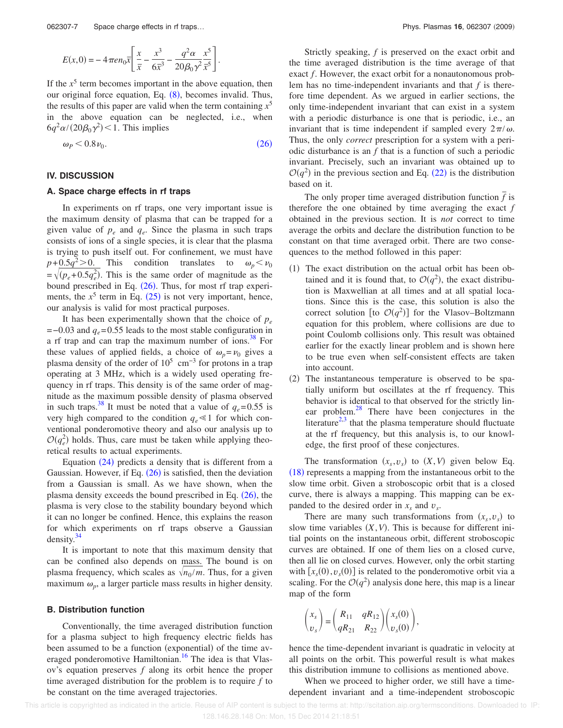$$E(x,0) = -4\pi e n_0 \bar{x}\left[\frac{x}{\bar{x}} - \frac{x^3}{6\bar{x}^3} - \frac{q^2\alpha}{20\beta_0\gamma^2}\frac{x^5}{\bar{x}^5}\right].$$

If the $x^5$ term becomes important in the above equation, then our original force equation, Eq. (8), becomes invalid. Thus, the results of this paper are valid when the term containing $x^5$ in the above equation can be neglected, i.e., when $6q^2\alpha/(20\beta_0\gamma^2) < 1$. This implies

$$\omega_P < 0.8\nu_0. \tag{26}$$

## IV. DISCUSSION

### A. Space charge effects in rf traps

In experiments on rf traps, one very important issue is the maximum density of plasma that can be trapped for a given value of $p_e$ and $q_e$. Since the plasma in such traps consists of ions of a single species, it is clear that the plasma is trying to push itself out. For confinement, we must have $p+0.5q^2>0$. This condition translates to $\omega_p < \nu_0 = \sqrt{(p_e+0.5q_e^2)}$. This is the same order of magnitude as the bound prescribed in Eq. (26). Thus, for most rf trap experiments, the $x^5$ term in Eq. (25) is not very important, hence, our analysis is valid for most practical purposes.

It has been experimentally shown that the choice of $p_e = -0.03$ and $q_e = 0.55$ leads to the most stable configuration in a rf trap and can trap the maximum number of ions.[38] For these values of applied fields, a choice of $\omega_p = \nu_0$ gives a plasma density of the order of $10^5$ cm$^{-3}$ for protons in a trap operating at 3 MHz, which is a widely used operating frequency in rf traps. This density is of the same order of magnitude as the maximum possible density of plasma observed in such traps.[38] It must be noted that a value of $q_e = 0.55$ is very high compared to the condition $q_e \ll 1$ for which conventional ponderomotive theory and also our analysis up to $\mathcal{O}(q_e^2)$ holds. Thus, care must be taken while applying theoretical results to actual experiments.

Equation (24) predicts a density that is different from a Gaussian. However, if Eq. (26) is satisfied, then the deviation from a Gaussian is small. As we have shown, when the plasma density exceeds the bound prescribed in Eq. (26), the plasma is very close to the stability boundary beyond which it can no longer be confined. Hence, this explains the reason for which experiments on rf traps observe a Gaussian density.[34]

It is important to note that this maximum density that can be confined also depends on mass. The bound is on plasma frequency, which scales as $\sqrt{n_0/m}$. Thus, for a given maximum $\omega_p$, a larger particle mass results in higher density.

### B. Distribution function

Conventionally, the time averaged distribution function for a plasma subject to high frequency electric fields has been assumed to be a function (exponential) of the time averaged ponderomotive Hamiltonian.[16] The idea is that Vlasov's equation preserves $f$ along its orbit hence the proper time averaged distribution for the problem is to require $f$ to be constant on the time averaged trajectories.

Strictly speaking, $f$ is preserved on the exact orbit and the time averaged distribution is the time average of that exact $f$. However, the exact orbit for a nonautonomous problem has no time-independent invariants and that $f$ is therefore time dependent. As we argued in earlier sections, the only time-independent invariant that can exist in a system with a periodic disturbance is one that is periodic, i.e., an invariant that is time independent if sampled every $2\pi/\omega$. Thus, the only *correct* prescription for a system with a periodic disturbance is an $f$ that is a function of such a periodic invariant. Precisely, such an invariant was obtained up to $\mathcal{O}(q^2)$ in the previous section and Eq. (22) is the distribution based on it.

The only proper time averaged distribution function $\bar{f}$ is therefore the one obtained by time averaging the exact $f$ obtained in the previous section. It is *not* correct to time average the orbits and declare the distribution function to be constant on that time averaged orbit. There are two consequences to the method followed in this paper:

(1) The exact distribution on the actual orbit has been obtained and it is found that, to $\mathcal{O}(q^2)$, the exact distribution is Maxwellian at all times and at all spatial locations. Since this is the case, this solution is also the correct solution [to $\mathcal{O}(q^2)$] for the Vlasov–Boltzmann equation for this problem, where collisions are due to point Coulomb collisions only. This result was obtained earlier for the exactly linear problem and is shown here to be true even when self-consistent effects are taken into account.

(2) The instantaneous temperature is observed to be spatially uniform but oscillates at the rf frequency. This behavior is identical to that observed for the strictly linear problem.[28] There have been conjectures in the literature[2,3] that the plasma temperature should fluctuate at the rf frequency, but this analysis is, to our knowledge, the first proof of these conjectures.

The transformation $(x_s, v_s)$ to $(X, V)$ given below Eq. (18) represents a mapping from the instantaneous orbit to the slow time orbit. Given a stroboscopic orbit that is a closed curve, there is always a mapping. This mapping can be expanded to the desired order in $x_s$ and $v_s$.

There are many such transformations from $(x_s, v_s)$ to slow time variables $(X, V)$. This is because for different initial points on the instantaneous orbit, different stroboscopic curves are obtained. If one of them lies on a closed curve, then all lie on closed curves. However, only the orbit starting with $[x_s(0), v_s(0)]$ is related to the ponderomotive orbit via a scaling. For the $\mathcal{O}(q^2)$ analysis done here, this map is a linear map of the form

$$\begin{pmatrix} x_s \\ v_s \end{pmatrix} = \begin{pmatrix} R_{11} & qR_{12} \\ qR_{21} & R_{22} \end{pmatrix} \begin{pmatrix} x_s(0) \\ v_s(0) \end{pmatrix},$$

hence the time-dependent invariant is quadratic in velocity at all points on the orbit. This powerful result is what makes this distribution immune to collisions as mentioned above.

When we proceed to higher order, we still have a time-dependent invariant and a time-independent stroboscopic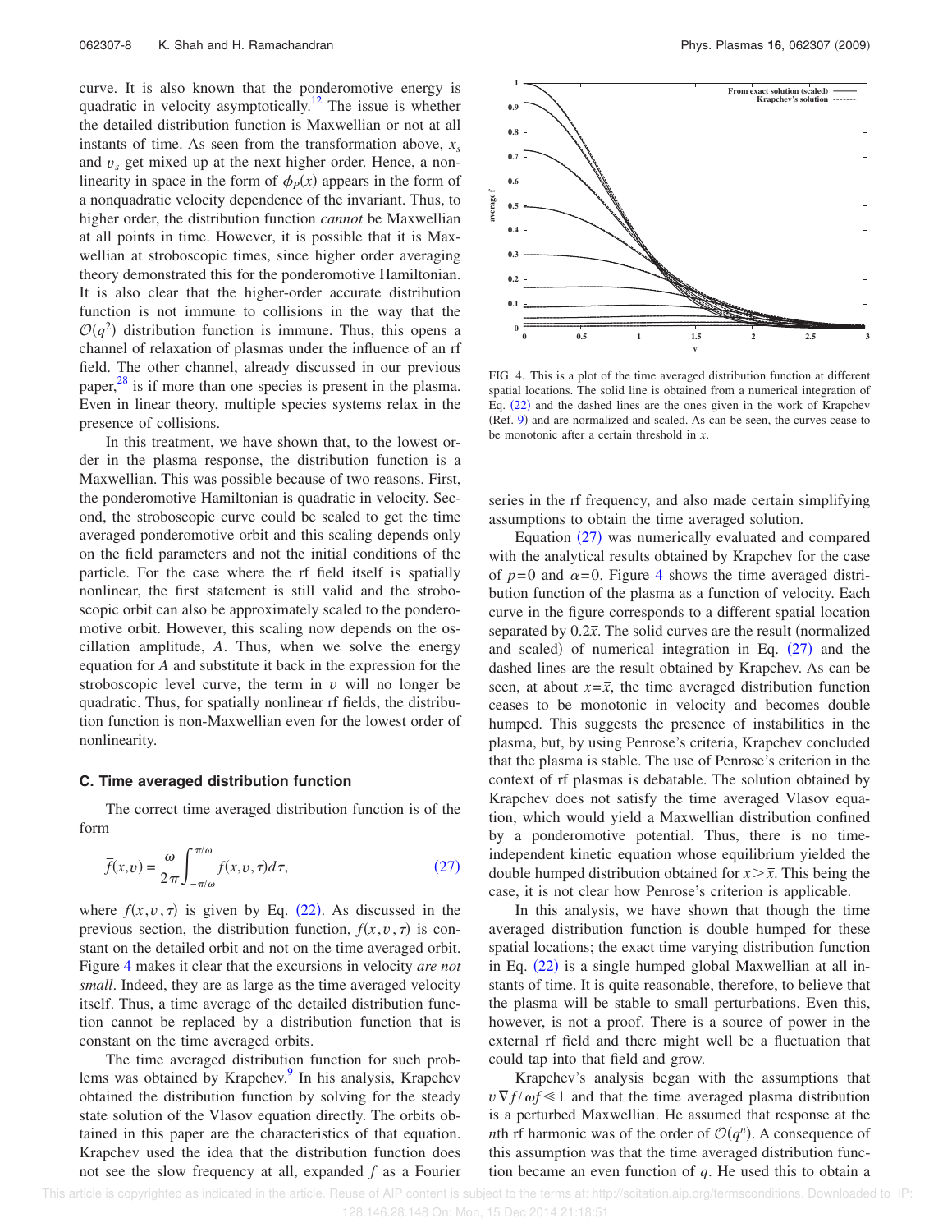curve. It is also known that the ponderomotive energy is quadratic in velocity asymptotically.[12] The issue is whether the detailed distribution function is Maxwellian or not at all instants of time. As seen from the transformation above, $x_s$ and $v_s$ get mixed up at the next higher order. Hence, a nonlinearity in space in the form of $\phi_P(x)$ appears in the form of a nonquadratic velocity dependence of the invariant. Thus, to higher order, the distribution function *cannot* be Maxwellian at all points in time. However, it is possible that it is Maxwellian at stroboscopic times, since higher order averaging theory demonstrated this for the ponderomotive Hamiltonian. It is also clear that the higher-order accurate distribution function is not immune to collisions in the way that the $\mathcal{O}(q^2)$ distribution function is immune. Thus, this opens a channel of relaxation of plasmas under the influence of an rf field. The other channel, already discussed in our previous paper,[28] is if more than one species is present in the plasma. Even in linear theory, multiple species systems relax in the presence of collisions.

In this treatment, we have shown that, to the lowest order in the plasma response, the distribution function is a Maxwellian. This was possible because of two reasons. First, the ponderomotive Hamiltonian is quadratic in velocity. Second, the stroboscopic curve could be scaled to get the time averaged ponderomotive orbit and this scaling depends only on the field parameters and not the initial conditions of the particle. For the case where the rf field itself is spatially nonlinear, the first statement is still valid and the stroboscopic orbit can also be approximately scaled to the ponderomotive orbit. However, this scaling now depends on the oscillation amplitude, $A$. Thus, when we solve the energy equation for $A$ and substitute it back in the expression for the stroboscopic level curve, the term in $v$ will no longer be quadratic. Thus, for spatially nonlinear rf fields, the distribution function is non-Maxwellian even for the lowest order of nonlinearity.

### C. Time averaged distribution function

The correct time averaged distribution function is of the form

$$\bar{f}(x,v) = \frac{\omega}{2\pi}\int_{-\pi/\omega}^{\pi/\omega} f(x,v,\tau)d\tau, \tag{27}$$

where $f(x,v,\tau)$ is given by Eq. (22). As discussed in the previous section, the distribution function, $f(x,v,\tau)$ is constant on the detailed orbit and not on the time averaged orbit. Figure 4 makes it clear that the excursions in velocity *are not small*. Indeed, they are as large as the time averaged velocity itself. Thus, a time average of the detailed distribution function cannot be replaced by a distribution function that is constant on the time averaged orbits.

The time averaged distribution function for such problems was obtained by Krapchev.[9] In his analysis, Krapchev obtained the distribution function by solving for the steady state solution of the Vlasov equation directly. The orbits obtained in this paper are the characteristics of that equation. Krapchev used the idea that the distribution function does not see the slow frequency at all, expanded $f$ as a Fourier

From exact solution (scaled)
Krapchev's solution
average f
v
0 0.1 0.2 0.3 0.4 0.5 0.6 0.7 0.8 0.9 1
0 0.5 1 1.5 2 2.5 3

FIG. 4. This is a plot of the time averaged distribution function at different spatial locations. The solid line is obtained from a numerical integration of Eq. (22) and the dashed lines are the ones given in the work of Krapchev (Ref. 9) and are normalized and scaled. As can be seen, the curves cease to be monotonic after a certain threshold in $x$.

series in the rf frequency, and also made certain simplifying assumptions to obtain the time averaged solution.

Equation (27) was numerically evaluated and compared with the analytical results obtained by Krapchev for the case of $p=0$ and $\alpha=0$. Figure 4 shows the time averaged distribution function of the plasma as a function of velocity. Each curve in the figure corresponds to a different spatial location separated by $0.2\bar{x}$. The solid curves are the result (normalized and scaled) of numerical integration in Eq. (27) and the dashed lines are the result obtained by Krapchev. As can be seen, at about $x=\bar{x}$, the time averaged distribution function ceases to be monotonic in velocity and becomes double humped. This suggests the presence of instabilities in the plasma, but, by using Penrose's criteria, Krapchev concluded that the plasma is stable. The use of Penrose's criterion in the context of rf plasmas is debatable. The solution obtained by Krapchev does not satisfy the time averaged Vlasov equation, which would yield a Maxwellian distribution confined by a ponderomotive potential. Thus, there is no time-independent kinetic equation whose equilibrium yielded the double humped distribution obtained for $x>\bar{x}$. This being the case, it is not clear how Penrose's criterion is applicable.

In this analysis, we have shown that though the time averaged distribution function is double humped for these spatial locations; the exact time varying distribution function in Eq. (22) is a single humped global Maxwellian at all instants of time. It is quite reasonable, therefore, to believe that the plasma will be stable to small perturbations. Even this, however, is not a proof. There is a source of power in the external rf field and there might well be a fluctuation that could tap into that field and grow.

Krapchev's analysis began with the assumptions that $v\nabla f/\omega f \ll 1$ and that the time averaged plasma distribution is a perturbed Maxwellian. He assumed that response at the $n$th rf harmonic was of the order of $\mathcal{O}(q^n)$. A consequence of this assumption was that the time averaged distribution function became an even function of $q$. He used this to obtain a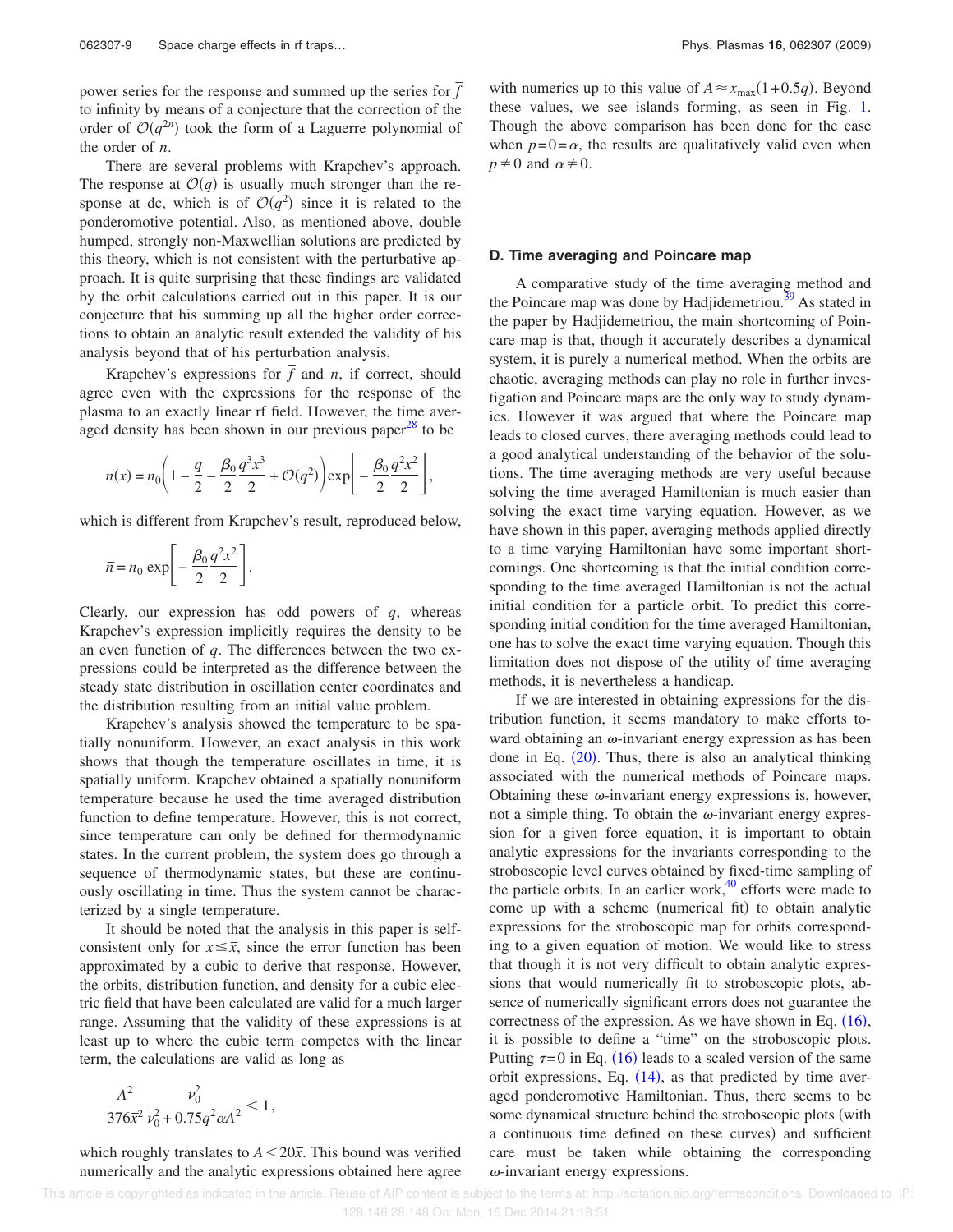power series for the response and summed up the series for $\bar{f}$ to infinity by means of a conjecture that the correction of the order of $\mathcal{O}(q^{2n})$ took the form of a Laguerre polynomial of the order of $n$.

There are several problems with Krapchev's approach. The response at $\mathcal{O}(q)$ is usually much stronger than the response at dc, which is of $\mathcal{O}(q^2)$ since it is related to the ponderomotive potential. Also, as mentioned above, double humped, strongly non-Maxwellian solutions are predicted by this theory, which is not consistent with the perturbative approach. It is quite surprising that these findings are validated by the orbit calculations carried out in this paper. It is our conjecture that his summing up all the higher order corrections to obtain an analytic result extended the validity of his analysis beyond that of his perturbation analysis.

Krapchev's expressions for $\bar{f}$ and $\bar{n}$, if correct, should agree even with the expressions for the response of the plasma to an exactly linear rf field. However, the time averaged density has been shown in our previous paper[28] to be

$$\bar{n}(x) = n_0\left(1 - \frac{q}{2} - \frac{\beta_0}{2}\frac{q^3x^3}{2} + \mathcal{O}(q^2)\right)\exp\left[-\frac{\beta_0}{2}\frac{q^2x^2}{2}\right],$$

which is different from Krapchev's result, reproduced below,

$$\bar{n} = n_0 \exp\left[-\frac{\beta_0}{2}\frac{q^2x^2}{2}\right].$$

Clearly, our expression has odd powers of $q$, whereas Krapchev's expression implicitly requires the density to be an even function of $q$. The differences between the two expressions could be interpreted as the difference between the steady state distribution in oscillation center coordinates and the distribution resulting from an initial value problem.

Krapchev's analysis showed the temperature to be spatially nonuniform. However, an exact analysis in this work shows that though the temperature oscillates in time, it is spatially uniform. Krapchev obtained a spatially nonuniform temperature because he used the time averaged distribution function to define temperature. However, this is not correct, since temperature can only be defined for thermodynamic states. In the current problem, the system does go through a sequence of thermodynamic states, but these are continuously oscillating in time. Thus the system cannot be characterized by a single temperature.

It should be noted that the analysis in this paper is self-consistent only for $x \leq \bar{x}$, since the error function has been approximated by a cubic to derive that response. However, the orbits, distribution function, and density for a cubic electric field that have been calculated are valid for a much larger range. Assuming that the validity of these expressions is at least up to where the cubic term competes with the linear term, the calculations are valid as long as

$$\frac{A^2}{376\bar{x}^2}\frac{\nu_0^2}{\nu_0^2 + 0.75q^2\alpha A^2} < 1,$$

which roughly translates to $A < 20\bar{x}$. This bound was verified numerically and the analytic expressions obtained here agree with numerics up to this value of $A \approx x_{\max}(1+0.5q)$. Beyond these values, we see islands forming, as seen in Fig. 1. Though the above comparison has been done for the case when $p=0=\alpha$, the results are qualitatively valid even when $p \neq 0$ and $\alpha \neq 0$.

### D. Time averaging and Poincare map

A comparative study of the time averaging method and the Poincare map was done by Hadjidemetriou.[39] As stated in the paper by Hadjidemetriou, the main shortcoming of Poincare map is that, though it accurately describes a dynamical system, it is purely a numerical method. When the orbits are chaotic, averaging methods can play no role in further investigation and Poincare maps are the only way to study dynamics. However it was argued that where the Poincare map leads to closed curves, there averaging methods could lead to a good analytical understanding of the behavior of the solutions. The time averaging methods are very useful because solving the time averaged Hamiltonian is much easier than solving the exact time varying equation. However, as we have shown in this paper, averaging methods applied directly to a time varying Hamiltonian have some important shortcomings. One shortcoming is that the initial condition corresponding to the time averaged Hamiltonian is not the actual initial condition for a particle orbit. To predict this corresponding initial condition for the time averaged Hamiltonian, one has to solve the exact time varying equation. Though this limitation does not dispose of the utility of time averaging methods, it is nevertheless a handicap.

If we are interested in obtaining expressions for the distribution function, it seems mandatory to make efforts toward obtaining an $\omega$-invariant energy expression as has been done in Eq. (20). Thus, there is also an analytical thinking associated with the numerical methods of Poincare maps. Obtaining these $\omega$-invariant energy expressions is, however, not a simple thing. To obtain the $\omega$-invariant energy expression for a given force equation, it is important to obtain analytic expressions for the invariants corresponding to the stroboscopic level curves obtained by fixed-time sampling of the particle orbits. In an earlier work,[40] efforts were made to come up with a scheme (numerical fit) to obtain analytic expressions for the stroboscopic map for orbits corresponding to a given equation of motion. We would like to stress that though it is not very difficult to obtain analytic expressions that would numerically fit to stroboscopic plots, absence of numerically significant errors does not guarantee the correctness of the expression. As we have shown in Eq. (16), it is possible to define a "time" on the stroboscopic plots. Putting $\tau=0$ in Eq. (16) leads to a scaled version of the same orbit expressions, Eq. (14), as that predicted by time averaged ponderomotive Hamiltonian. Thus, there seems to be some dynamical structure behind the stroboscopic plots (with a continuous time defined on these curves) and sufficient care must be taken while obtaining the corresponding $\omega$-invariant energy expressions.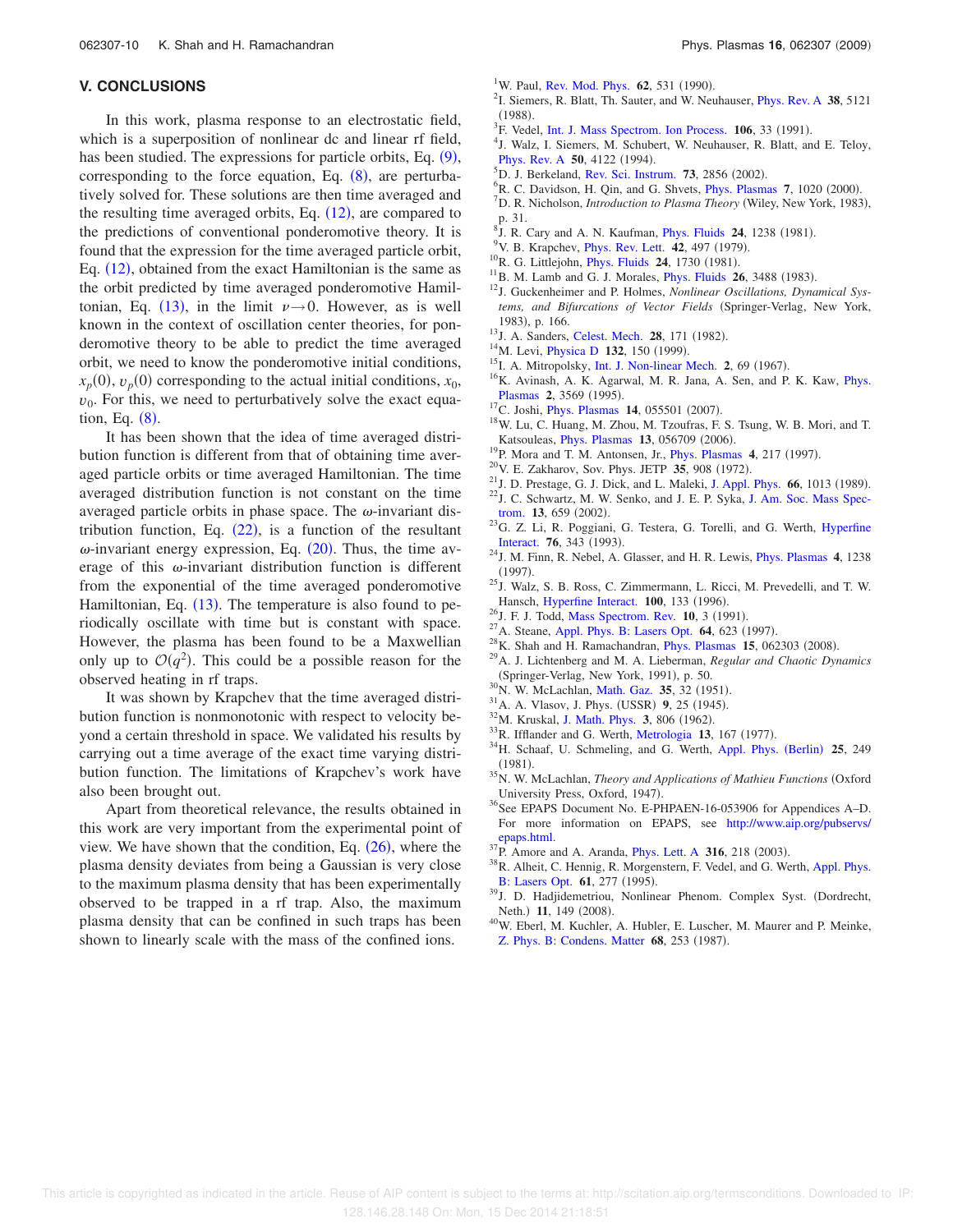## V. CONCLUSIONS

In this work, plasma response to an electrostatic field, which is a superposition of nonlinear dc and linear rf field, has been studied. The expressions for particle orbits, Eq. (9), corresponding to the force equation, Eq. (8), are perturbatively solved for. These solutions are then time averaged and the resulting time averaged orbits, Eq. (12), are compared to the predictions of conventional ponderomotive theory. It is found that the expression for the time averaged particle orbit, Eq. (12), obtained from the exact Hamiltonian is the same as the orbit predicted by time averaged ponderomotive Hamiltonian, Eq. (13), in the limit $\nu \rightarrow 0$. However, as is well known in the context of oscillation center theories, for ponderomotive theory to be able to predict the time averaged orbit, we need to know the ponderomotive initial conditions, $x_p(0)$, $v_p(0)$ corresponding to the actual initial conditions, $x_0$, $v_0$. For this, we need to perturbatively solve the exact equation, Eq. (8).

It has been shown that the idea of time averaged distribution function is different from that of obtaining time averaged particle orbits or time averaged Hamiltonian. The time averaged distribution function is not constant on the time averaged particle orbits in phase space. The $\omega$-invariant distribution function, Eq. (22), is a function of the resultant $\omega$-invariant energy expression, Eq. (20). Thus, the time average of this $\omega$-invariant distribution function is different from the exponential of the time averaged ponderomotive Hamiltonian, Eq. (13). The temperature is also found to periodically oscillate with time but is constant with space. However, the plasma has been found to be a Maxwellian only up to $\mathcal{O}(q^2)$. This could be a possible reason for the observed heating in rf traps.

It was shown by Krapchev that the time averaged distribution function is nonmonotonic with respect to velocity beyond a certain threshold in space. We validated his results by carrying out a time average of the exact time varying distribution function. The limitations of Krapchev's work have also been brought out.

Apart from theoretical relevance, the results obtained in this work are very important from the experimental point of view. We have shown that the condition, Eq. (26), where the plasma density deviates from being a Gaussian is very close to the maximum plasma density that has been experimentally observed to be trapped in a rf trap. Also, the maximum plasma density that can be confined in such traps has been shown to linearly scale with the mass of the confined ions.

[1] W. Paul, Rev. Mod. Phys. **62**, 531 (1990).
[2] I. Siemers, R. Blatt, Th. Sauter, and W. Neuhauser, Phys. Rev. A **38**, 5121 (1988).
[3] F. Vedel, Int. J. Mass Spectrom. Ion Process. **106**, 33 (1991).
[4] J. Walz, I. Siemers, M. Schubert, W. Neuhauser, R. Blatt, and E. Teloy, Phys. Rev. A **50**, 4122 (1994).
[5] D. J. Berkeland, Rev. Sci. Instrum. **73**, 2856 (2002).
[6] R. C. Davidson, H. Qin, and G. Shvets, Phys. Plasmas **7**, 1020 (2000).
[7] D. R. Nicholson, *Introduction to Plasma Theory* (Wiley, New York, 1983), p. 31.
[8] J. R. Cary and A. N. Kaufman, Phys. Fluids **24**, 1238 (1981).
[9] V. B. Krapchev, Phys. Rev. Lett. **42**, 497 (1979).
[10] R. G. Littlejohn, Phys. Fluids **24**, 1730 (1981).
[11] B. M. Lamb and G. J. Morales, Phys. Fluids **26**, 3488 (1983).
[12] J. Guckenheimer and P. Holmes, *Nonlinear Oscillations, Dynamical Systems, and Bifurcations of Vector Fields* (Springer-Verlag, New York, 1983), p. 166.
[13] J. A. Sanders, Celest. Mech. **28**, 171 (1982).
[14] M. Levi, Physica D **132**, 150 (1999).
[15] I. A. Mitropolsky, Int. J. Non-linear Mech. **2**, 69 (1967).
[16] K. Avinash, A. K. Agarwal, M. R. Jana, A. Sen, and P. K. Kaw, Phys. Plasmas **2**, 3569 (1995).
[17] C. Joshi, Phys. Plasmas **14**, 055501 (2007).
[18] W. Lu, C. Huang, M. Zhou, M. Tzoufras, F. S. Tsung, W. B. Mori, and T. Katsouleas, Phys. Plasmas **13**, 056709 (2006).
[19] P. Mora and T. M. Antonsen, Jr., Phys. Plasmas **4**, 217 (1997).
[20] V. E. Zakharov, Sov. Phys. JETP **35**, 908 (1972).
[21] J. D. Prestage, G. J. Dick, and L. Maleki, J. Appl. Phys. **66**, 1013 (1989).
[22] J. C. Schwartz, M. W. Senko, and J. E. P. Syka, J. Am. Soc. Mass Spectrom. **13**, 659 (2002).
[23] G. Z. Li, R. Poggiani, G. Testera, G. Torelli, and G. Werth, Hyperfine Interact. **76**, 343 (1993).
[24] J. M. Finn, R. Nebel, A. Glasser, and H. R. Lewis, Phys. Plasmas **4**, 1238 (1997).
[25] J. Walz, S. B. Ross, C. Zimmermann, L. Ricci, M. Prevedelli, and T. W. Hansch, Hyperfine Interact. **100**, 133 (1996).
[26] J. F. J. Todd, Mass Spectrom. Rev. **10**, 3 (1991).
[27] A. Steane, Appl. Phys. B: Lasers Opt. **64**, 623 (1997).
[28] K. Shah and H. Ramachandran, Phys. Plasmas **15**, 062303 (2008).
[29] A. J. Lichtenberg and M. A. Lieberman, *Regular and Chaotic Dynamics* (Springer-Verlag, New York, 1991), p. 50.
[30] N. W. McLachlan, Math. Gaz. **35**, 32 (1951).
[31] A. A. Vlasov, J. Phys. (USSR) **9**, 25 (1945).
[32] M. Kruskal, J. Math. Phys. **3**, 806 (1962).
[33] R. Iffländer and G. Werth, Metrologia **13**, 167 (1977).
[34] H. Schaaf, U. Schmeling, and G. Werth, Appl. Phys. (Berlin) **25**, 249 (1981).
[35] N. W. McLachlan, *Theory and Applications of Mathieu Functions* (Oxford University Press, Oxford, 1947).
[36] See EPAPS Document No. E-PHPAEN-16-053906 for Appendices A–D. For more information on EPAPS, see http://www.aip.org/pubservs/epaps.html.
[37] P. Amore and A. Aranda, Phys. Lett. A **316**, 218 (2003).
[38] R. Alheit, C. Hennig, R. Morgenstern, F. Vedel, and G. Werth, Appl. Phys. B: Lasers Opt. **61**, 277 (1995).
[39] J. D. Hadjidemetriou, Nonlinear Phenom. Complex Syst. (Dordrecht, Neth.) **11**, 149 (2008).
[40] W. Eberl, M. Kuchler, A. Hubler, E. Luscher, M. Maurer and P. Meinke, Z. Phys. B: Condens. Matter **68**, 253 (1987).